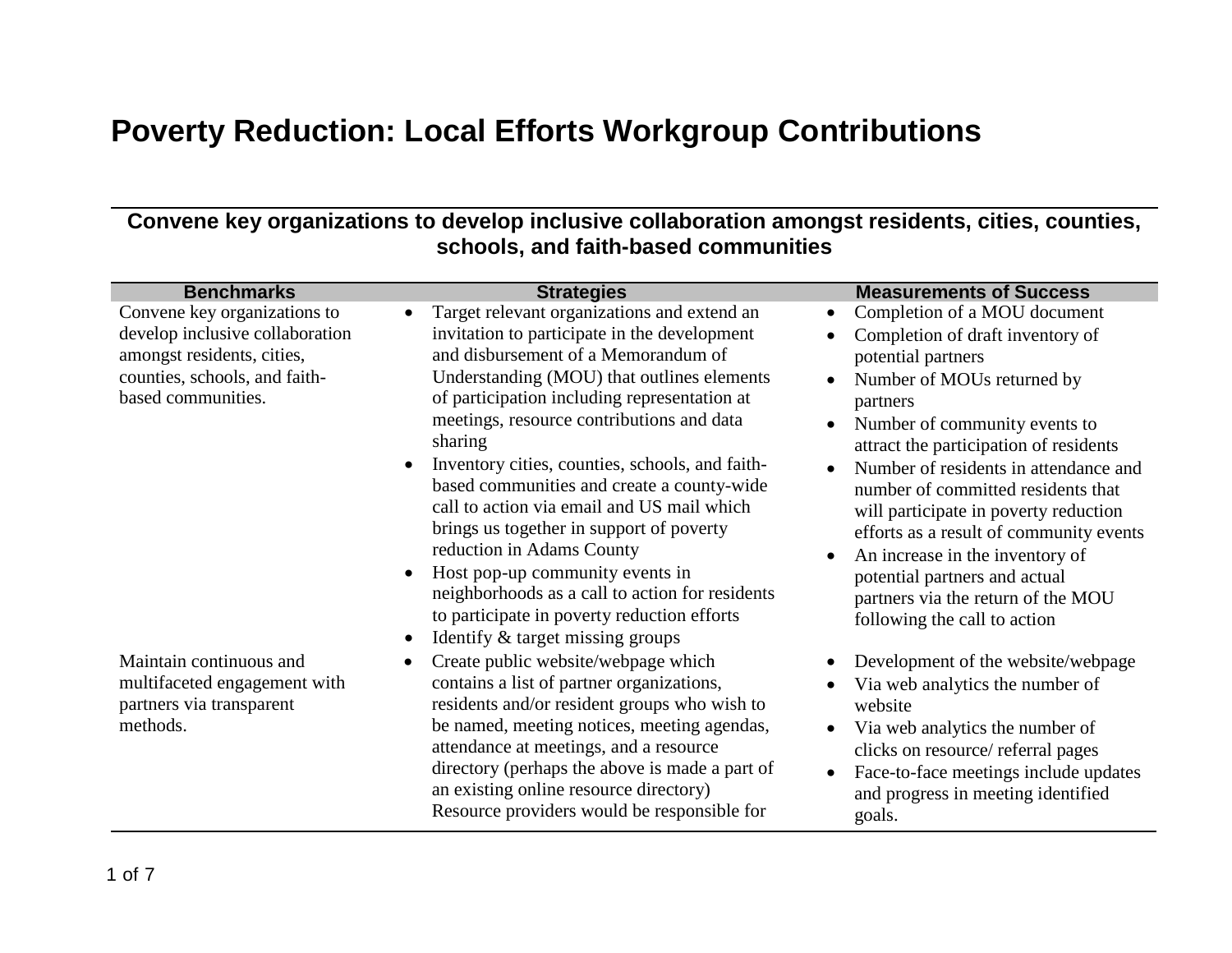# Poverty Reduction: Local Efforts Workgroup Contributions

## Convene key organizations to develop inclusive collaboration amongst residents, cities, counties, schools, and faith-based communities

| Benchmarks | Strategies | Measurements of Success |
|---|---|---|
| Convene key organizations to develop inclusive collaboration amongst residents, cities, counties, schools, and faith-based communities. | • Target relevant organizations and extend an invitation to participate in the development and disbursement of a Memorandum of Understanding (MOU) that outlines elements of participation including representation at meetings, resource contributions and data sharing<br>• Inventory cities, counties, schools, and faith-based communities and create a county-wide call to action via email and US mail which brings us together in support of poverty reduction in Adams County<br>• Host pop-up community events in neighborhoods as a call to action for residents to participate in poverty reduction efforts<br>• Identify & target missing groups | • Completion of a MOU document<br>• Completion of draft inventory of potential partners<br>• Number of MOUs returned by partners<br>• Number of community events to attract the participation of residents<br>• Number of residents in attendance and number of committed residents that will participate in poverty reduction efforts as a result of community events<br>• An increase in the inventory of potential partners and actual partners via the return of the MOU following the call to action |
| Maintain continuous and multifaceted engagement with partners via transparent methods. | • Create public website/webpage which contains a list of partner organizations, residents and/or resident groups who wish to be named, meeting notices, meeting agendas, attendance at meetings, and a resource directory (perhaps the above is made a part of an existing online resource directory) Resource providers would be responsible for | • Development of the website/webpage<br>• Via web analytics the number of website<br>• Via web analytics the number of clicks on resource/ referral pages<br>• Face-to-face meetings include updates and progress in meeting identified goals. |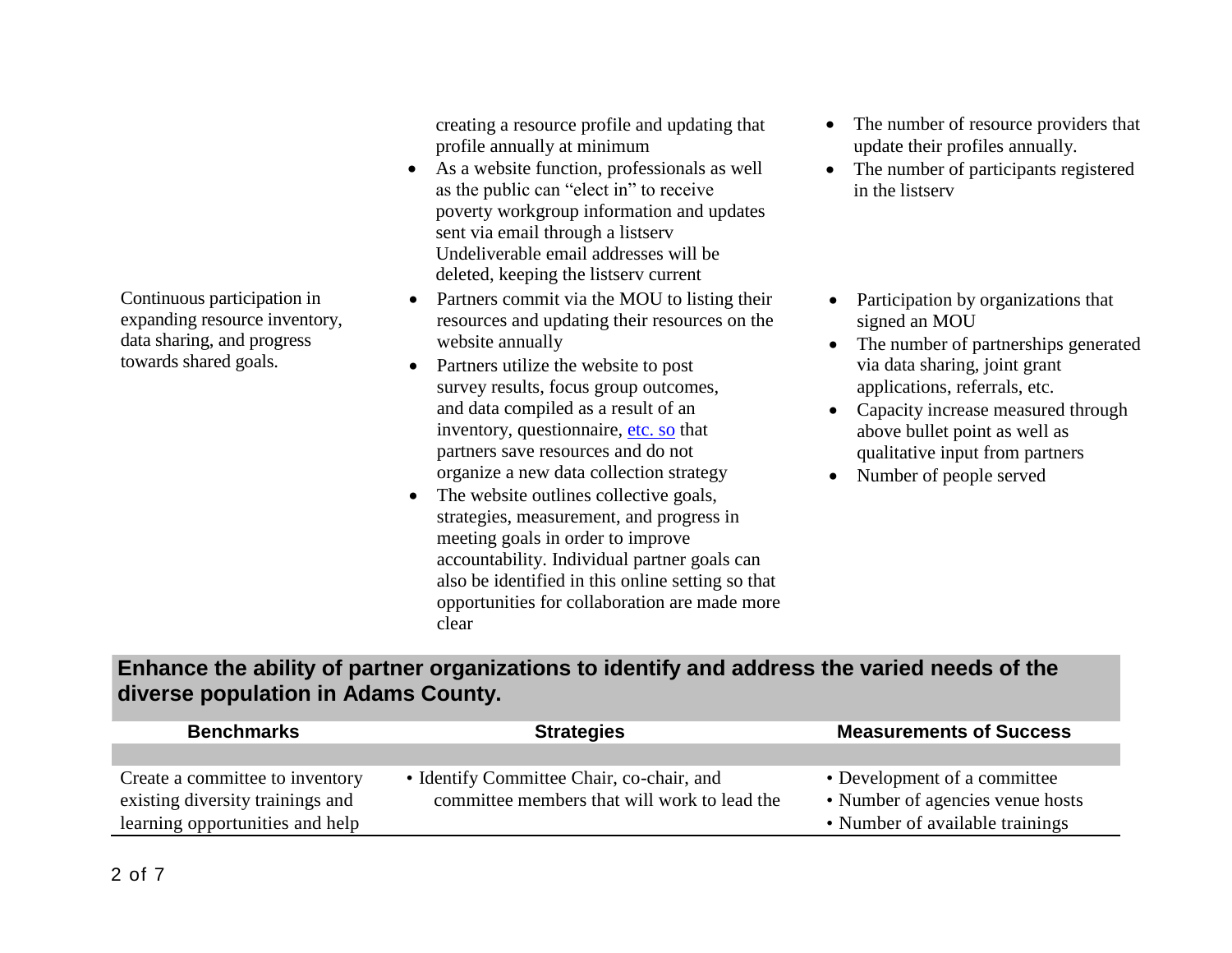| Benchmarks | Strategies | Measurements of Success |
|---|---|---|
| | creating a resource profile and updating that profile annually at minimum<br>• As a website function, professionals as well as the public can "elect in" to receive poverty workgroup information and updates sent via email through a listserv Undeliverable email addresses will be deleted, keeping the listserv current | • The number of resource providers that update their profiles annually.<br>• The number of participants registered in the listserv |
| Continuous participation in expanding resource inventory, data sharing, and progress towards shared goals. | • Partners commit via the MOU to listing their resources and updating their resources on the website annually<br>• Partners utilize the website to post survey results, focus group outcomes, and data compiled as a result of an inventory, questionnaire, etc. so that partners save resources and do not organize a new data collection strategy<br>• The website outlines collective goals, strategies, measurement, and progress in meeting goals in order to improve accountability. Individual partner goals can also be identified in this online setting so that opportunities for collaboration are made more clear | • Participation by organizations that signed an MOU<br>• The number of partnerships generated via data sharing, joint grant applications, referrals, etc.<br>• Capacity increase measured through above bullet point as well as qualitative input from partners<br>• Number of people served |

## Enhance the ability of partner organizations to identify and address the varied needs of the diverse population in Adams County.

| Benchmarks | Strategies | Measurements of Success |
|---|---|---|
| | | |
| Create a committee to inventory existing diversity trainings and learning opportunities and help | • Identify Committee Chair, co-chair, and committee members that will work to lead the | • Development of a committee<br>• Number of agencies venue hosts<br>• Number of available trainings |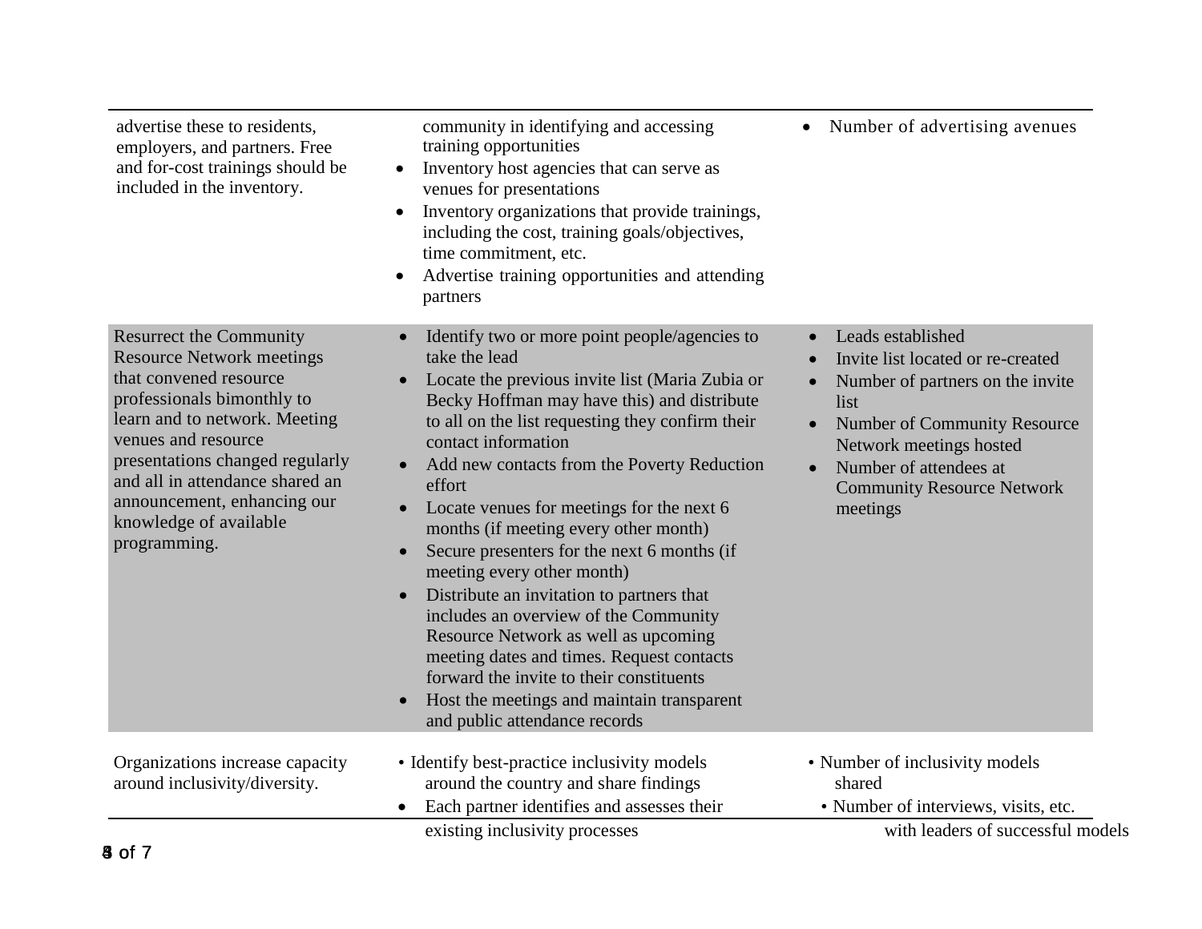| | | |
|---|---|---|
| advertise these to residents, employers, and partners. Free and for-cost trainings should be included in the inventory. | community in identifying and accessing training opportunities<br>• Inventory host agencies that can serve as venues for presentations<br>• Inventory organizations that provide trainings, including the cost, training goals/objectives, time commitment, etc.<br>• Advertise training opportunities and attending partners | • Number of advertising avenues |
| Resurrect the Community Resource Network meetings that convened resource professionals bimonthly to learn and to network. Meeting venues and resource presentations changed regularly and all in attendance shared an announcement, enhancing our knowledge of available programming. | • Identify two or more point people/agencies to take the lead<br>• Locate the previous invite list (Maria Zubia or Becky Hoffman may have this) and distribute to all on the list requesting they confirm their contact information<br>• Add new contacts from the Poverty Reduction effort<br>• Locate venues for meetings for the next 6 months (if meeting every other month)<br>• Secure presenters for the next 6 months (if meeting every other month)<br>• Distribute an invitation to partners that includes an overview of the Community Resource Network as well as upcoming meeting dates and times. Request contacts forward the invite to their constituents<br>• Host the meetings and maintain transparent and public attendance records | • Leads established<br>• Invite list located or re-created<br>• Number of partners on the invite list<br>• Number of Community Resource Network meetings hosted<br>• Number of attendees at Community Resource Network meetings |
| Organizations increase capacity around inclusivity/diversity. | • Identify best-practice inclusivity models around the country and share findings<br>• Each partner identifies and assesses their existing inclusivity processes | • Number of inclusivity models shared<br>• Number of interviews, visits, etc. with leaders of successful models |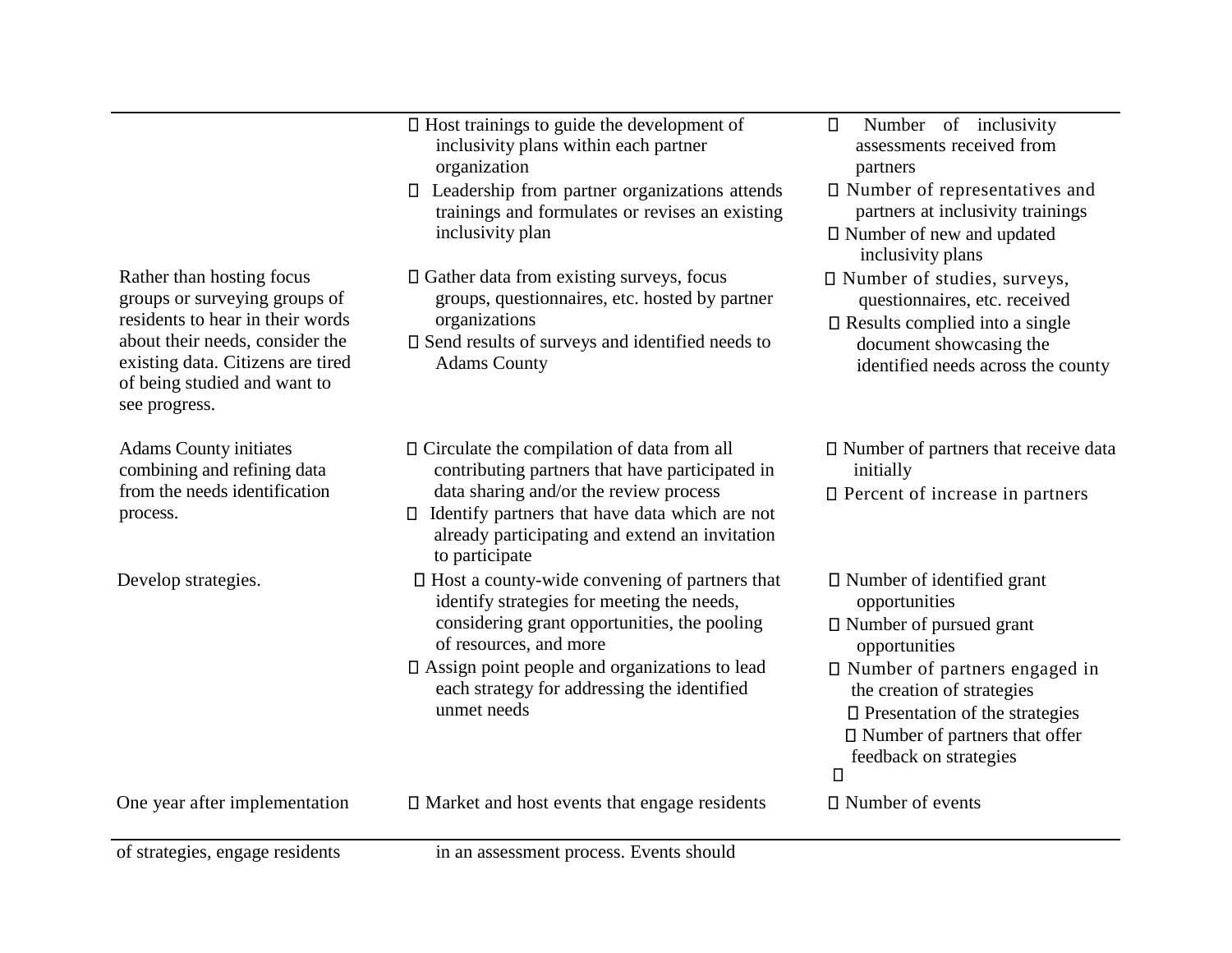| | | |
|---|---|---|
| | Host trainings to guide the development of inclusivity plans within each partner organization<br>Leadership from partner organizations attends trainings and formulates or revises an existing inclusivity plan | Number of inclusivity assessments received from partners<br>Number of representatives and partners at inclusivity trainings<br>Number of new and updated inclusivity plans |
| Rather than hosting focus groups or surveying groups of residents to hear in their words about their needs, consider the existing data. Citizens are tired of being studied and want to see progress. | Gather data from existing surveys, focus groups, questionnaires, etc. hosted by partner organizations<br>Send results of surveys and identified needs to Adams County | Number of studies, surveys, questionnaires, etc. received<br>Results complied into a single document showcasing the identified needs across the county |
| Adams County initiates combining and refining data from the needs identification process. | Circulate the compilation of data from all contributing partners that have participated in data sharing and/or the review process<br>Identify partners that have data which are not already participating and extend an invitation to participate | Number of partners that receive data initially<br>Percent of increase in partners |
| Develop strategies. | Host a county-wide convening of partners that identify strategies for meeting the needs, considering grant opportunities, the pooling of resources, and more<br>Assign point people and organizations to lead each strategy for addressing the identified unmet needs | Number of identified grant opportunities<br>Number of pursued grant opportunities<br>Number of partners engaged in the creation of strategies<br>Presentation of the strategies<br>Number of partners that offer feedback on strategies |
| One year after implementation of strategies, engage residents | Market and host events that engage residents in an assessment process. Events should | Number of events |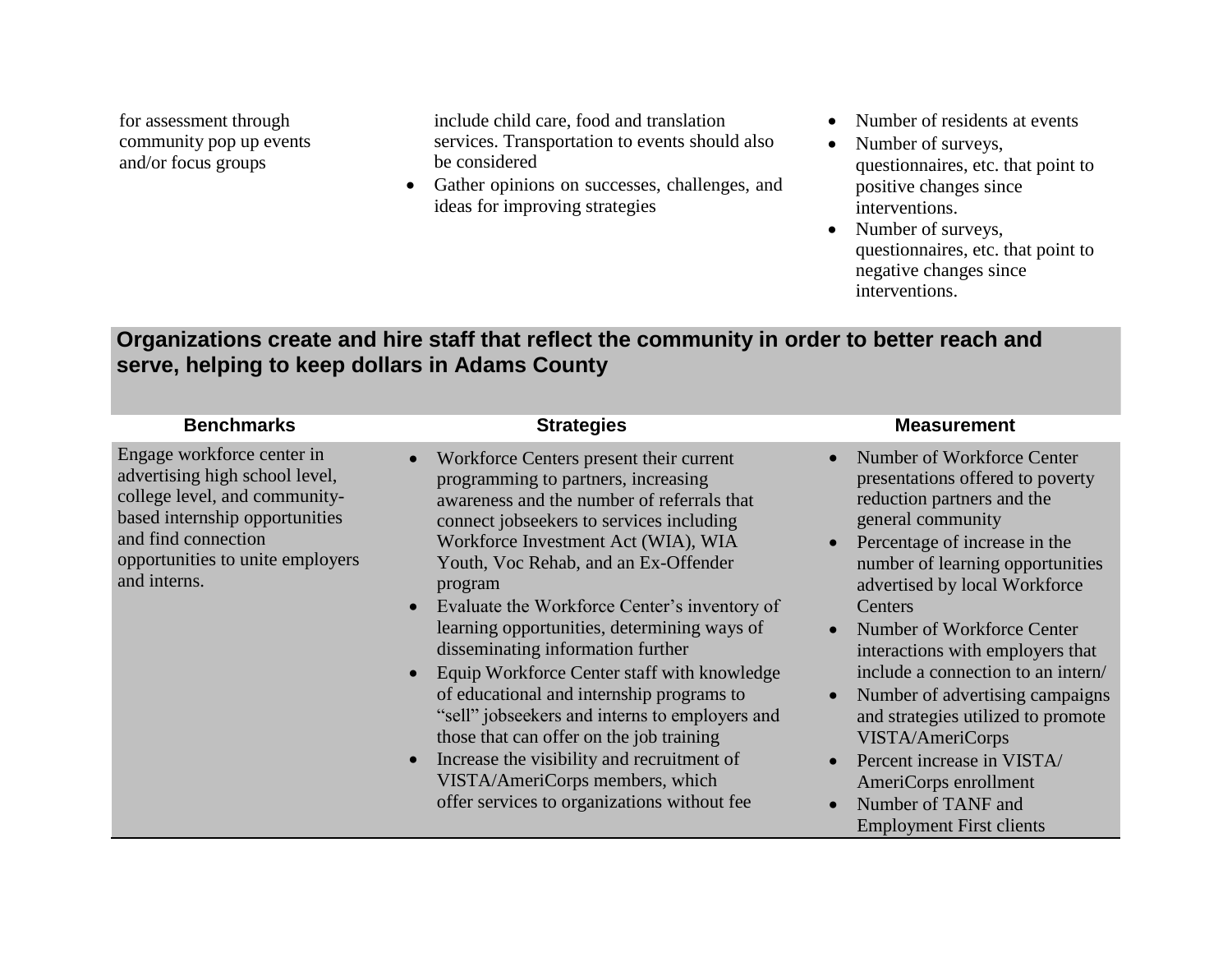| | | |
|---|---|---|
| for assessment through community pop up events and/or focus groups | include child care, food and translation services. Transportation to events should also be considered<br>• Gather opinions on successes, challenges, and ideas for improving strategies | • Number of residents at events<br>• Number of surveys, questionnaires, etc. that point to positive changes since interventions.<br>• Number of surveys, questionnaires, etc. that point to negative changes since interventions. |

## Organizations create and hire staff that reflect the community in order to better reach and serve, helping to keep dollars in Adams County

| Benchmarks | Strategies | Measurement |
|---|---|---|
| Engage workforce center in advertising high school level, college level, and community-based internship opportunities and find connection opportunities to unite employers and interns. | • Workforce Centers present their current programming to partners, increasing awareness and the number of referrals that connect jobseekers to services including Workforce Investment Act (WIA), WIA Youth, Voc Rehab, and an Ex-Offender program<br>• Evaluate the Workforce Center's inventory of learning opportunities, determining ways of disseminating information further<br>• Equip Workforce Center staff with knowledge of educational and internship programs to "sell" jobseekers and interns to employers and those that can offer on the job training<br>• Increase the visibility and recruitment of VISTA/AmeriCorps members, which offer services to organizations without fee | • Number of Workforce Center presentations offered to poverty reduction partners and the general community<br>• Percentage of increase in the number of learning opportunities advertised by local Workforce Centers<br>• Number of Workforce Center interactions with employers that include a connection to an intern/<br>• Number of advertising campaigns and strategies utilized to promote VISTA/AmeriCorps<br>• Percent increase in VISTA/ AmeriCorps enrollment<br>• Number of TANF and Employment First clients |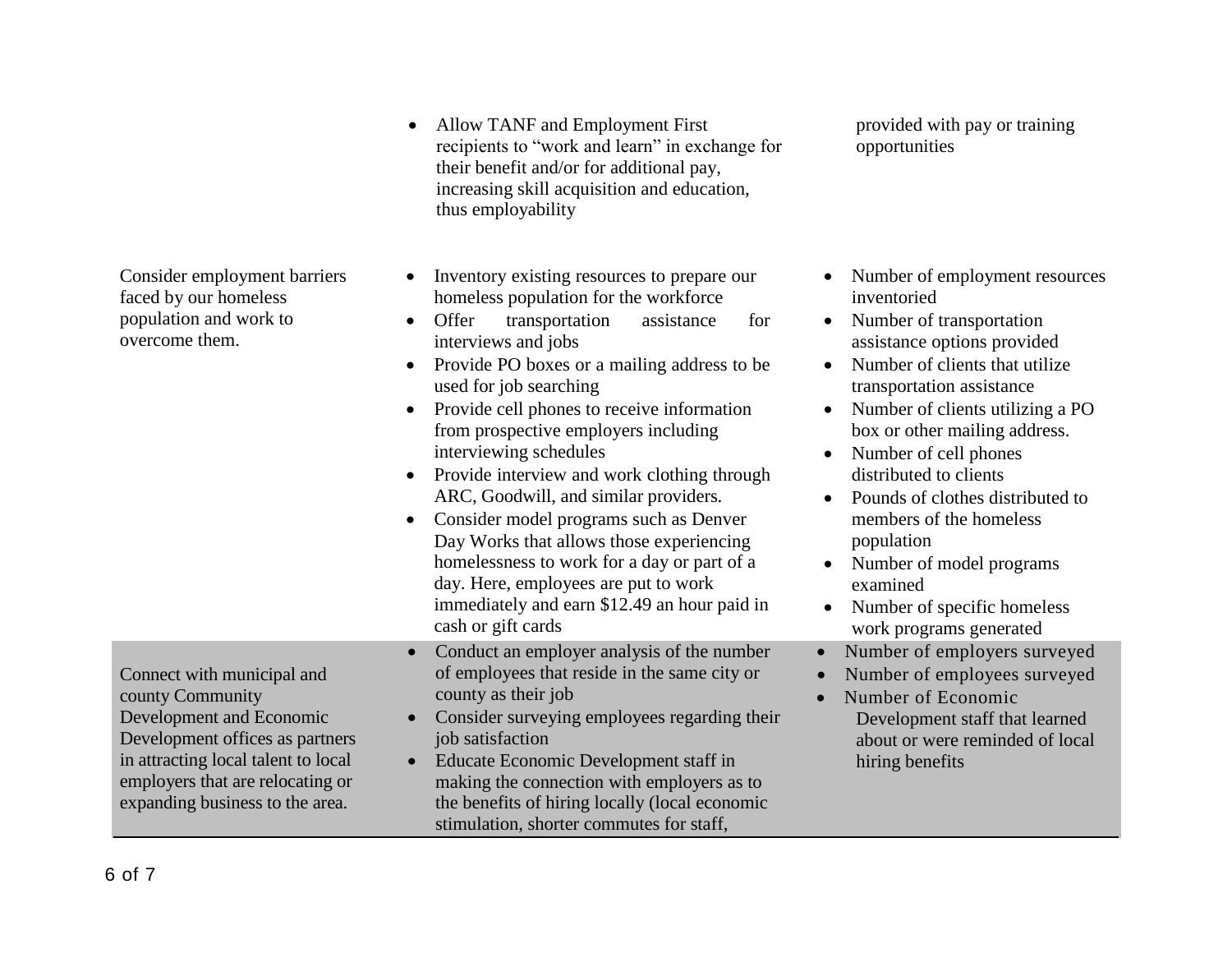| | | |
|---|---|---|
| | • Allow TANF and Employment First recipients to "work and learn" in exchange for their benefit and/or for additional pay, increasing skill acquisition and education, thus employability | provided with pay or training opportunities |
| Consider employment barriers faced by our homeless population and work to overcome them. | • Inventory existing resources to prepare our homeless population for the workforce<br>• Offer transportation assistance for interviews and jobs<br>• Provide PO boxes or a mailing address to be used for job searching<br>• Provide cell phones to receive information from prospective employers including interviewing schedules<br>• Provide interview and work clothing through ARC, Goodwill, and similar providers.<br>• Consider model programs such as Denver Day Works that allows those experiencing homelessness to work for a day or part of a day. Here, employees are put to work immediately and earn $12.49 an hour paid in cash or gift cards | • Number of employment resources inventoried<br>• Number of transportation assistance options provided<br>• Number of clients that utilize transportation assistance<br>• Number of clients utilizing a PO box or other mailing address.<br>• Number of cell phones distributed to clients<br>• Pounds of clothes distributed to members of the homeless population<br>• Number of model programs examined<br>• Number of specific homeless work programs generated |
| Connect with municipal and county Community Development and Economic Development offices as partners in attracting local talent to local employers that are relocating or expanding business to the area. | • Conduct an employer analysis of the number of employees that reside in the same city or county as their job<br>• Consider surveying employees regarding their job satisfaction<br>• Educate Economic Development staff in making the connection with employers as to the benefits of hiring locally (local economic stimulation, shorter commutes for staff, | • Number of employers surveyed<br>• Number of employees surveyed<br>• Number of Economic Development staff that learned about or were reminded of local hiring benefits |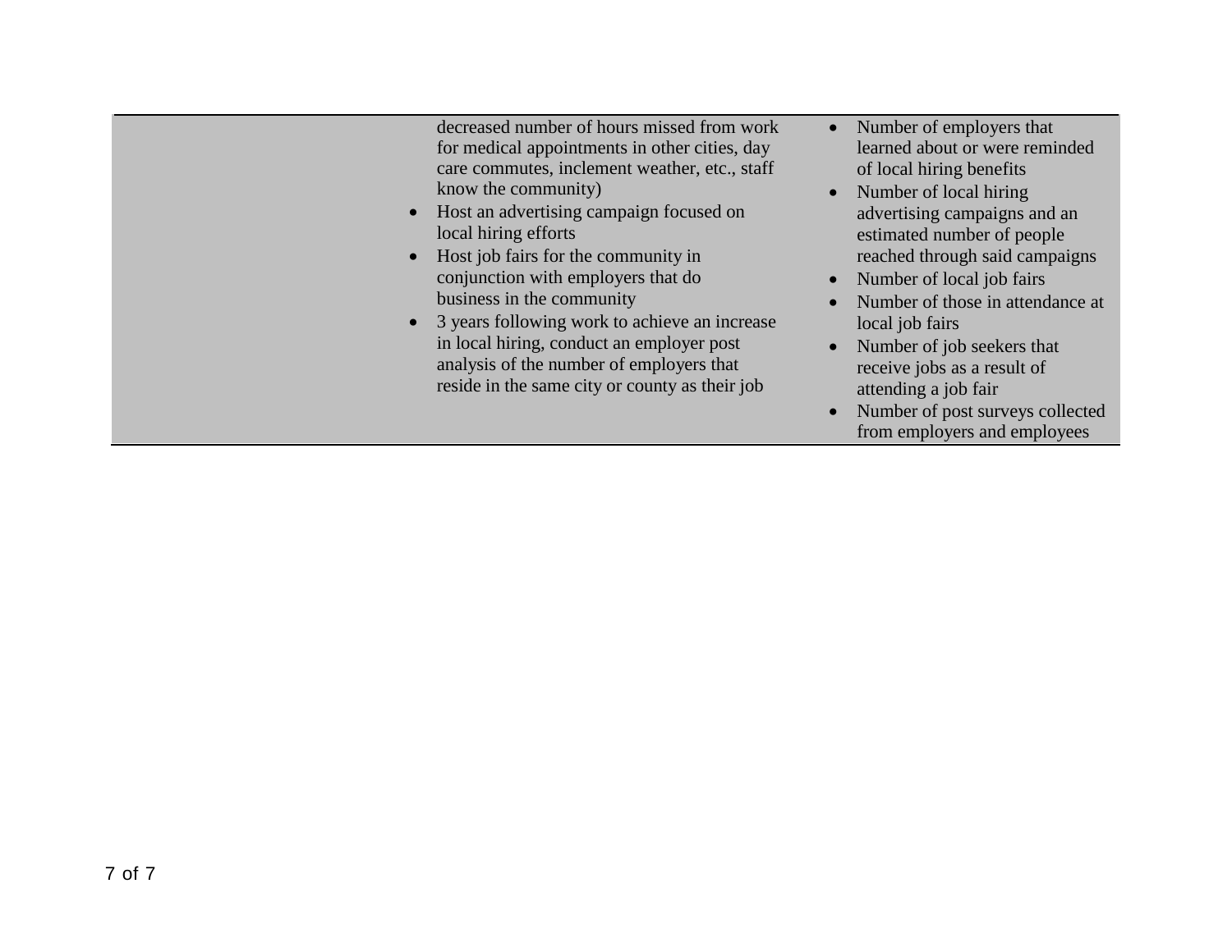| | | |
|---|---|---|
| | decreased number of hours missed from work for medical appointments in other cities, day care commutes, inclement weather, etc., staff know the community)<br>• Host an advertising campaign focused on local hiring efforts<br>• Host job fairs for the community in conjunction with employers that do business in the community<br>• 3 years following work to achieve an increase in local hiring, conduct an employer post analysis of the number of employers that reside in the same city or county as their job | • Number of employers that learned about or were reminded of local hiring benefits<br>• Number of local hiring advertising campaigns and an estimated number of people reached through said campaigns<br>• Number of local job fairs<br>• Number of those in attendance at local job fairs<br>• Number of job seekers that receive jobs as a result of attending a job fair<br>• Number of post surveys collected from employers and employees |